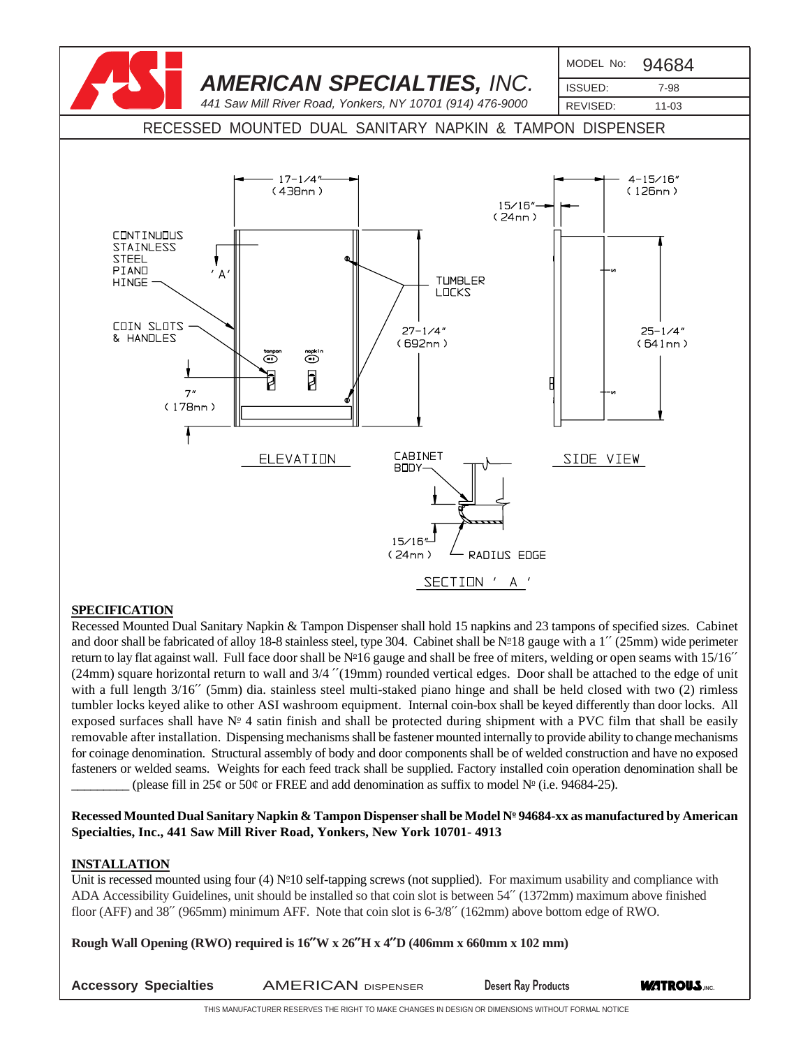# AMERICAN SPECIALTIES, INC.

*441 Saw Mill River Road, Yonkers, NY 10701 (914) 476-9000*

| MODEL No: | 94684 |
|---|---|
| ISSUED: | 7-98 |
| REVISED: | 11-03 |

## RECESSED MOUNTED DUAL SANITARY NAPKIN & TAMPON DISPENSER

CONTINUOUS STAINLESS STEEL PIANO HINGE

'A'

COIN SLOTS & HANDLES

tampon

napkin

TUMBLER LOCKS

17-1/4" (438mm)

27-1/4" (692mm)

7" (178mm)

ELEVATION

15/16" (24mm)

4-15/16" (126mm)

25-1/4" (641mm)

SIDE VIEW

CABINET BODY

15/16" (24mm)

RADIUS EDGE

SECTION 'A'

### SPECIFICATION

Recessed Mounted Dual Sanitary Napkin & Tampon Dispenser shall hold 15 napkins and 23 tampons of specified sizes. Cabinet and door shall be fabricated of alloy 18-8 stainless steel, type 304. Cabinet shall be №18 gauge with a 1´´ (25mm) wide perimeter return to lay flat against wall. Full face door shall be №16 gauge and shall be free of miters, welding or open seams with 15/16´´ (24mm) square horizontal return to wall and 3/4 ´´(19mm) rounded vertical edges. Door shall be attached to the edge of unit with a full length 3/16´´ (5mm) dia. stainless steel multi-staked piano hinge and shall be held closed with two (2) rimless tumbler locks keyed alike to other ASI washroom equipment. Internal coin-box shall be keyed differently than door locks. All exposed surfaces shall have № 4 satin finish and shall be protected during shipment with a PVC film that shall be easily removable after installation. Dispensing mechanisms shall be fastener mounted internally to provide ability to change mechanisms for coinage denomination. Structural assembly of body and door components shall be of welded construction and have no exposed fasteners or welded seams. Weights for each feed track shall be supplied. Factory installed coin operation denomination shall be ________ (please fill in 25¢ or 50¢ or FREE and add denomination as suffix to model № (i.e. 94684-25).

**Recessed Mounted Dual Sanitary Napkin & Tampon Dispenser shall be Model № 94684-xx as manufactured by American Specialties, Inc., 441 Saw Mill River Road, Yonkers, New York 10701- 4913**

### INSTALLATION

Unit is recessed mounted using four (4) №10 self-tapping screws (not supplied). For maximum usability and compliance with ADA Accessibility Guidelines, unit should be installed so that coin slot is between 54´´ (1372mm) maximum above finished floor (AFF) and 38´´ (965mm) minimum AFF. Note that coin slot is 6-3/8´´ (162mm) above bottom edge of RWO.

**Rough Wall Opening (RWO) required is 16″W x 26″H x 4″D (406mm x 660mm x 102 mm)**

**Accessory Specialties** AMERICAN DISPENSER Desert Ray Products WATROUS INC.

THIS MANUFACTURER RESERVES THE RIGHT TO MAKE CHANGES IN DESIGN OR DIMENSIONS WITHOUT FORMAL NOTICE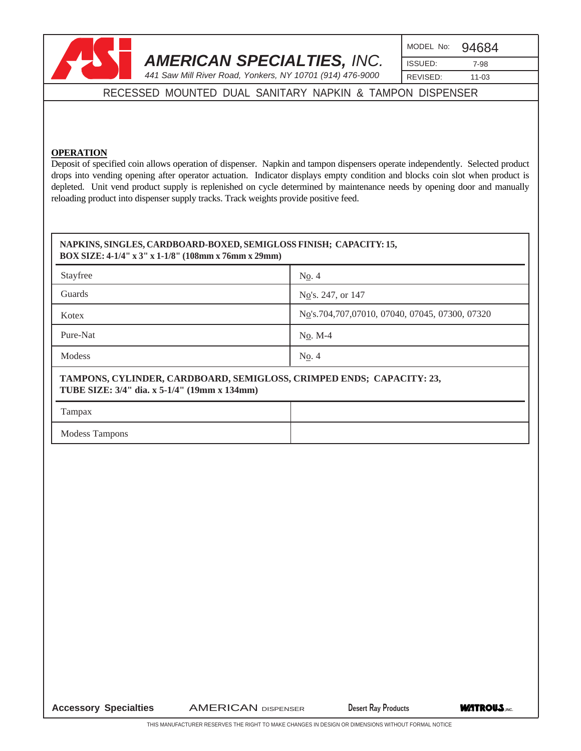# AMERICAN SPECIALTIES, INC.

*441 Saw Mill River Road, Yonkers, NY 10701 (914) 476-9000*

| | |
|---|---|
| MODEL No: | 94684 |
| ISSUED: | 7-98 |
| REVISED: | 11-03 |

## RECESSED MOUNTED DUAL SANITARY NAPKIN & TAMPON DISPENSER

**OPERATION**

Deposit of specified coin allows operation of dispenser. Napkin and tampon dispensers operate independently. Selected product drops into vending opening after operator actuation. Indicator displays empty condition and blocks coin slot when product is depleted. Unit vend product supply is replenished on cycle determined by maintenance needs by opening door and manually reloading product into dispenser supply tracks. Track weights provide positive feed.

| | |
|---|---|
| **NAPKINS, SINGLES, CARDBOARD-BOXED, SEMIGLOSS FINISH; CAPACITY: 15, BOX SIZE: 4-1/4" x 3" x 1-1/8" (108mm x 76mm x 29mm)** | |
| Stayfree | No. 4 |
| Guards | No's. 247, or 147 |
| Kotex | No's.704,707,07010, 07040, 07045, 07300, 07320 |
| Pure-Nat | No. M-4 |
| Modess | No. 4 |
| **TAMPONS, CYLINDER, CARDBOARD, SEMIGLOSS, CRIMPED ENDS; CAPACITY: 23, TUBE SIZE: 3/4" dia. x 5-1/4" (19mm x 134mm)** | |
| Tampax | |
| Modess Tampons | |

Accessory Specialties    AMERICAN DISPENSER    Desert Ray Products    WATROUS, INC.

THIS MANUFACTURER RESERVES THE RIGHT TO MAKE CHANGES IN DESIGN OR DIMENSIONS WITHOUT FORMAL NOTICE